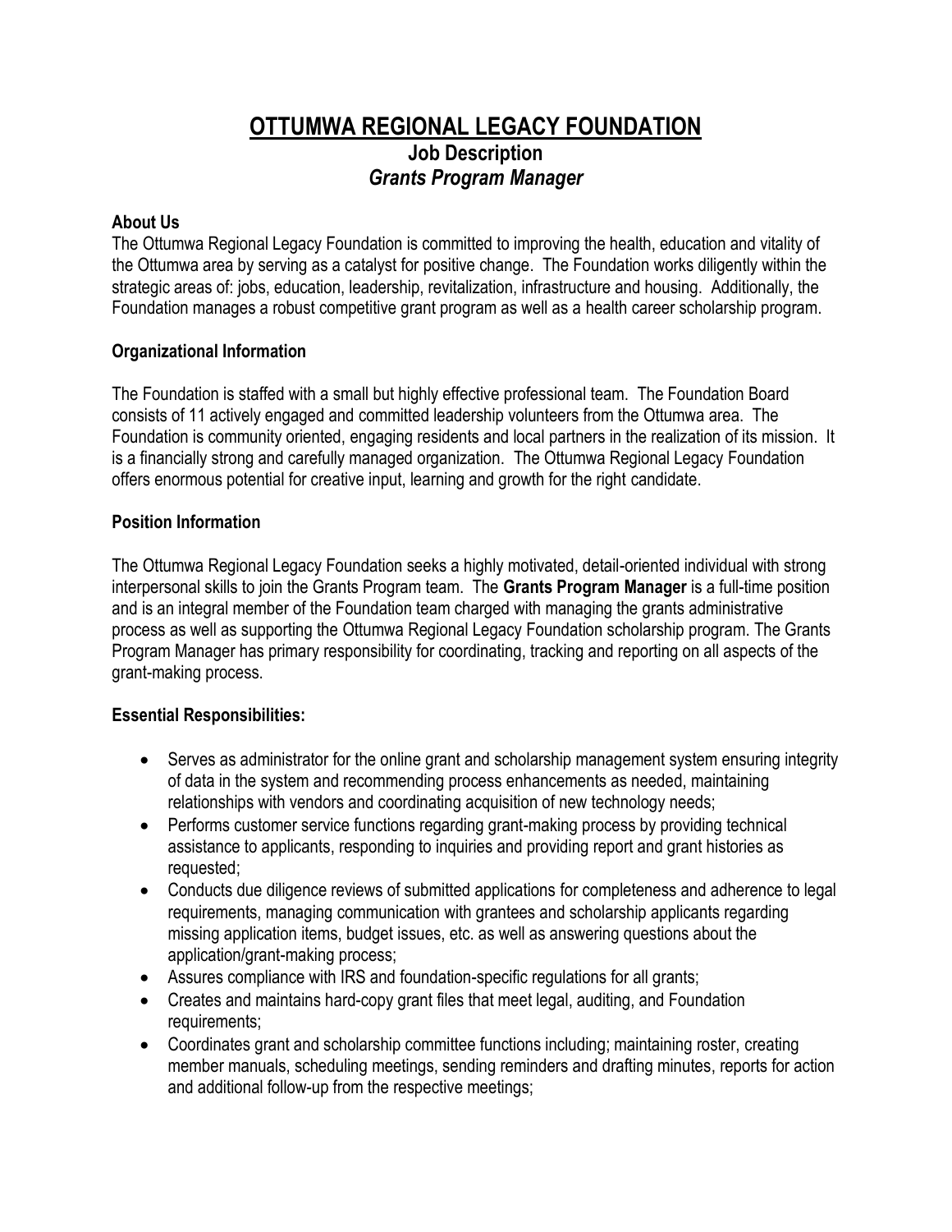# OTTUMWA REGIONAL LEGACY FOUNDATION

## Job Description

## *Grants Program Manager*

**About Us**

The Ottumwa Regional Legacy Foundation is committed to improving the health, education and vitality of the Ottumwa area by serving as a catalyst for positive change. The Foundation works diligently within the strategic areas of: jobs, education, leadership, revitalization, infrastructure and housing. Additionally, the Foundation manages a robust competitive grant program as well as a health career scholarship program.

**Organizational Information**

The Foundation is staffed with a small but highly effective professional team. The Foundation Board consists of 11 actively engaged and committed leadership volunteers from the Ottumwa area. The Foundation is community oriented, engaging residents and local partners in the realization of its mission. It is a financially strong and carefully managed organization. The Ottumwa Regional Legacy Foundation offers enormous potential for creative input, learning and growth for the right candidate.

**Position Information**

The Ottumwa Regional Legacy Foundation seeks a highly motivated, detail-oriented individual with strong interpersonal skills to join the Grants Program team. The **Grants Program Manager** is a full-time position and is an integral member of the Foundation team charged with managing the grants administrative process as well as supporting the Ottumwa Regional Legacy Foundation scholarship program. The Grants Program Manager has primary responsibility for coordinating, tracking and reporting on all aspects of the grant-making process.

**Essential Responsibilities:**

- Serves as administrator for the online grant and scholarship management system ensuring integrity of data in the system and recommending process enhancements as needed, maintaining relationships with vendors and coordinating acquisition of new technology needs;
- Performs customer service functions regarding grant-making process by providing technical assistance to applicants, responding to inquiries and providing report and grant histories as requested;
- Conducts due diligence reviews of submitted applications for completeness and adherence to legal requirements, managing communication with grantees and scholarship applicants regarding missing application items, budget issues, etc. as well as answering questions about the application/grant-making process;
- Assures compliance with IRS and foundation-specific regulations for all grants;
- Creates and maintains hard-copy grant files that meet legal, auditing, and Foundation requirements;
- Coordinates grant and scholarship committee functions including; maintaining roster, creating member manuals, scheduling meetings, sending reminders and drafting minutes, reports for action and additional follow-up from the respective meetings;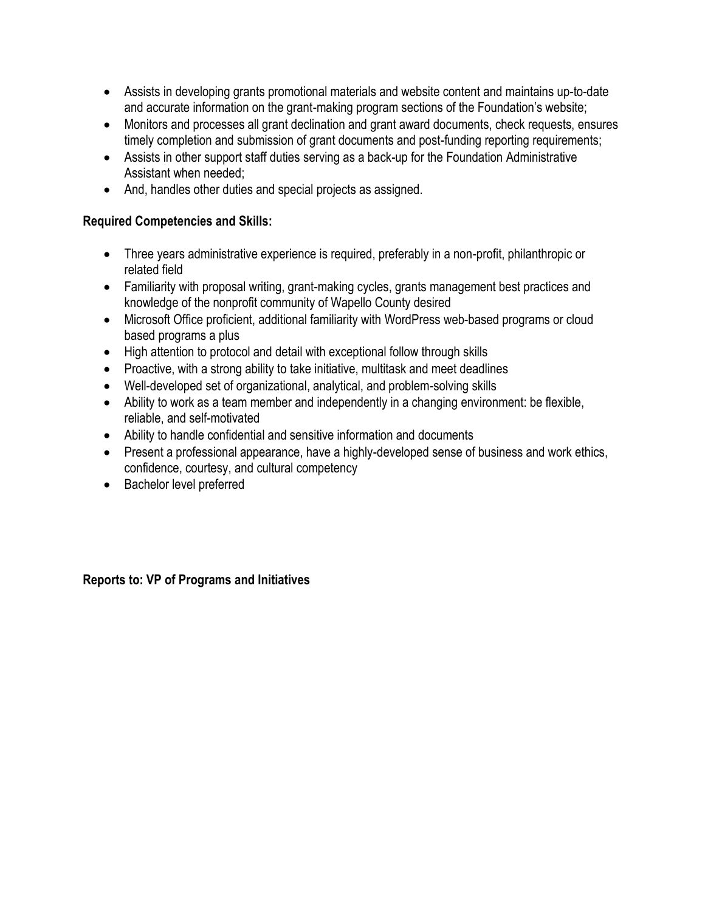- Assists in developing grants promotional materials and website content and maintains up-to-date and accurate information on the grant-making program sections of the Foundation's website;
- Monitors and processes all grant declination and grant award documents, check requests, ensures timely completion and submission of grant documents and post-funding reporting requirements;
- Assists in other support staff duties serving as a back-up for the Foundation Administrative Assistant when needed;
- And, handles other duties and special projects as assigned.

**Required Competencies and Skills:**

- Three years administrative experience is required, preferably in a non-profit, philanthropic or related field
- Familiarity with proposal writing, grant-making cycles, grants management best practices and knowledge of the nonprofit community of Wapello County desired
- Microsoft Office proficient, additional familiarity with WordPress web-based programs or cloud based programs a plus
- High attention to protocol and detail with exceptional follow through skills
- Proactive, with a strong ability to take initiative, multitask and meet deadlines
- Well-developed set of organizational, analytical, and problem-solving skills
- Ability to work as a team member and independently in a changing environment: be flexible, reliable, and self-motivated
- Ability to handle confidential and sensitive information and documents
- Present a professional appearance, have a highly-developed sense of business and work ethics, confidence, courtesy, and cultural competency
- Bachelor level preferred

**Reports to: VP of Programs and Initiatives**